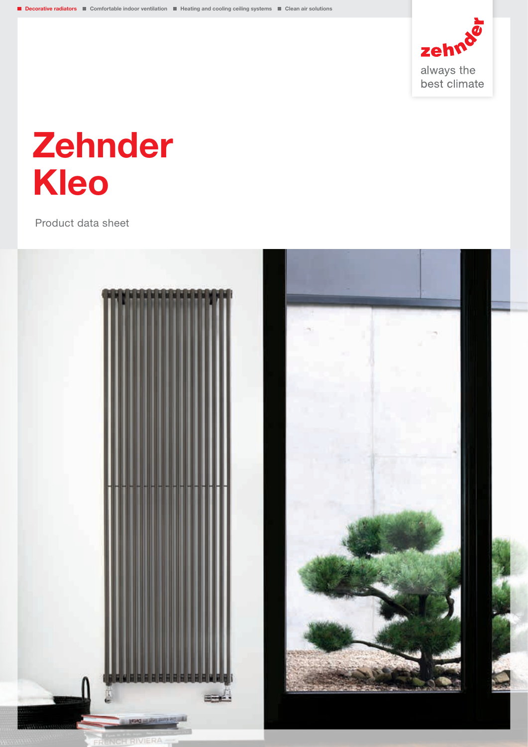■ Decorative radiators ■ Comfortable indoor ventilation ■ Heating and cooling ceiling systems ■ Clean air solutions

zehnder
always the best climate

# Zehnder Kleo

Product data sheet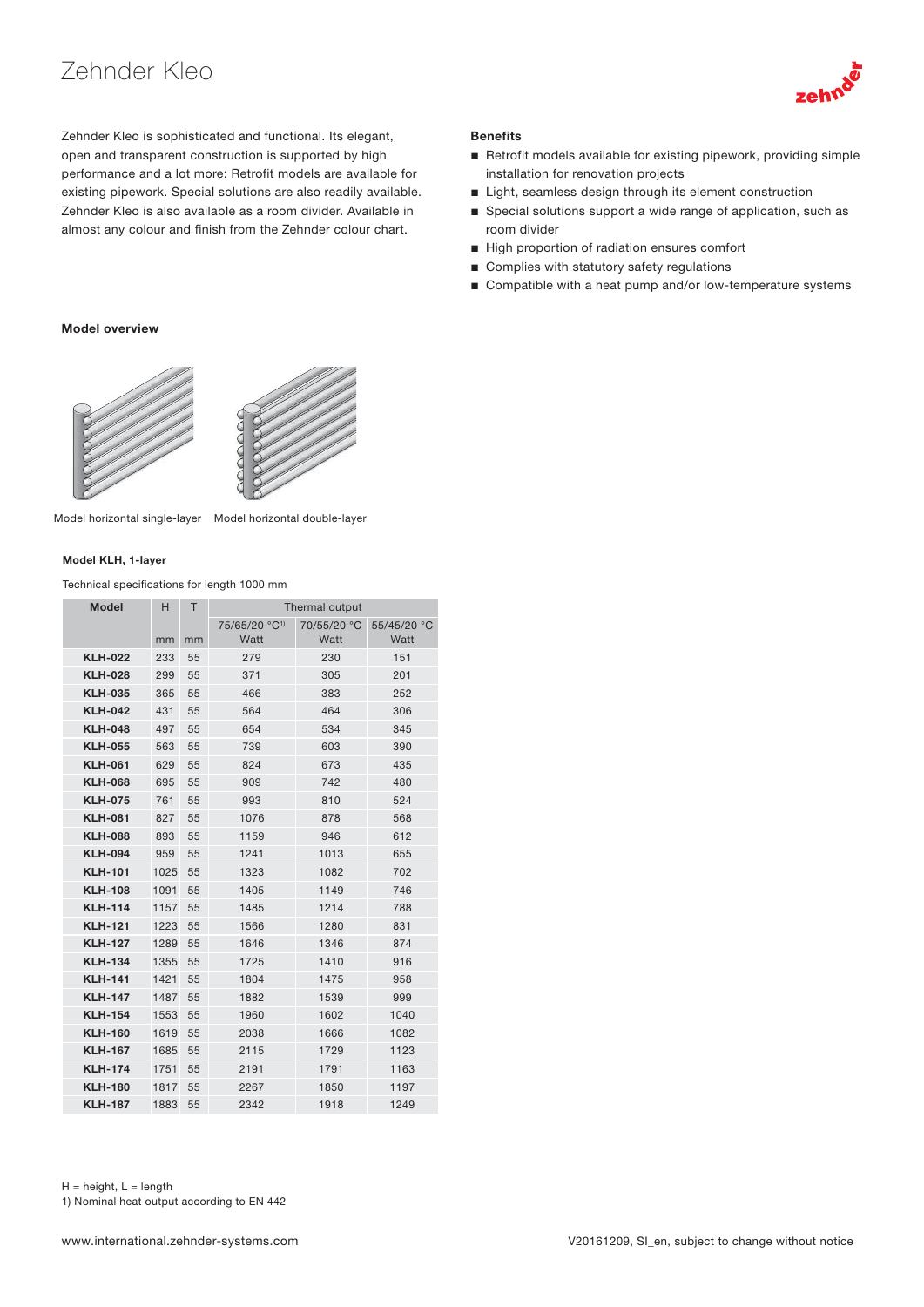# Zehnder Kleo

Zehnder Kleo is sophisticated and functional. Its elegant, open and transparent construction is supported by high performance and a lot more: Retrofit models are available for existing pipework. Special solutions are also readily available. Zehnder Kleo is also available as a room divider. Available in almost any colour and finish from the Zehnder colour chart.

**Benefits**

- Retrofit models available for existing pipework, providing simple installation for renovation projects
- Light, seamless design through its element construction
- Special solutions support a wide range of application, such as room divider
- High proportion of radiation ensures comfort
- Complies with statutory safety regulations
- Compatible with a heat pump and/or low-temperature systems

**Model overview**

Model horizontal single-layer    Model horizontal double-layer

**Model KLH, 1-layer**

Technical specifications for length 1000 mm

| Model | H | T | Thermal output | | |
|---|---|---|---|---|---|
| | mm | mm | 75/65/20 °C[1] Watt | 70/55/20 °C Watt | 55/45/20 °C Watt |
| **KLH-022** | 233 | 55 | 279 | 230 | 151 |
| **KLH-028** | 299 | 55 | 371 | 305 | 201 |
| **KLH-035** | 365 | 55 | 466 | 383 | 252 |
| **KLH-042** | 431 | 55 | 564 | 464 | 306 |
| **KLH-048** | 497 | 55 | 654 | 534 | 345 |
| **KLH-055** | 563 | 55 | 739 | 603 | 390 |
| **KLH-061** | 629 | 55 | 824 | 673 | 435 |
| **KLH-068** | 695 | 55 | 909 | 742 | 480 |
| **KLH-075** | 761 | 55 | 993 | 810 | 524 |
| **KLH-081** | 827 | 55 | 1076 | 878 | 568 |
| **KLH-088** | 893 | 55 | 1159 | 946 | 612 |
| **KLH-094** | 959 | 55 | 1241 | 1013 | 655 |
| **KLH-101** | 1025 | 55 | 1323 | 1082 | 702 |
| **KLH-108** | 1091 | 55 | 1405 | 1149 | 746 |
| **KLH-114** | 1157 | 55 | 1485 | 1214 | 788 |
| **KLH-121** | 1223 | 55 | 1566 | 1280 | 831 |
| **KLH-127** | 1289 | 55 | 1646 | 1346 | 874 |
| **KLH-134** | 1355 | 55 | 1725 | 1410 | 916 |
| **KLH-141** | 1421 | 55 | 1804 | 1475 | 958 |
| **KLH-147** | 1487 | 55 | 1882 | 1539 | 999 |
| **KLH-154** | 1553 | 55 | 1960 | 1602 | 1040 |
| **KLH-160** | 1619 | 55 | 2038 | 1666 | 1082 |
| **KLH-167** | 1685 | 55 | 2115 | 1729 | 1123 |
| **KLH-174** | 1751 | 55 | 2191 | 1791 | 1163 |
| **KLH-180** | 1817 | 55 | 2267 | 1850 | 1197 |
| **KLH-187** | 1883 | 55 | 2342 | 1918 | 1249 |

H = height, L = length

1) Nominal heat output according to EN 442

www.international.zehnder-systems.com

V20161209, SI_en, subject to change without notice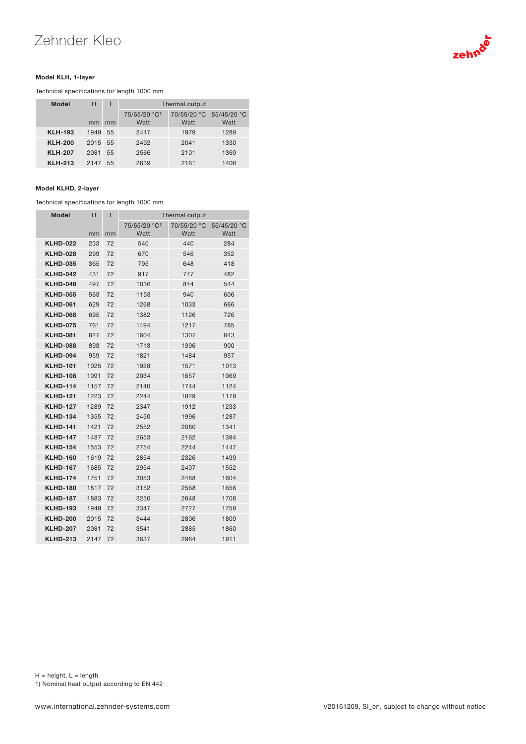#### Model KLH, 1-layer

Technical specifications for length 1000 mm

| Model | H | T | Thermal output | | |
|---|---|---|---|---|---|
| | | | 75/65/20 °C[1] | 70/55/20 °C | 55/45/20 °C |
| | mm | mm | Watt | Watt | Watt |
| **KLH-193** | 1949 | 55 | 2417 | 1979 | 1289 |
| **KLH-200** | 2015 | 55 | 2492 | 2041 | 1330 |
| **KLH-207** | 2081 | 55 | 2566 | 2101 | 1369 |
| **KLH-213** | 2147 | 55 | 2639 | 2161 | 1408 |

#### Model KLHD, 2-layer

Technical specifications for length 1000 mm

| Model | H | T | Thermal output | | |
|---|---|---|---|---|---|
| | | | 75/65/20 °C[1] | 70/55/20 °C | 55/45/20 °C |
| | mm | mm | Watt | Watt | Watt |
| **KLHD-022** | 233 | 72 | 540 | 440 | 284 |
| **KLHD-028** | 299 | 72 | 670 | 546 | 352 |
| **KLHD-035** | 365 | 72 | 795 | 648 | 418 |
| **KLHD-042** | 431 | 72 | 917 | 747 | 482 |
| **KLHD-048** | 497 | 72 | 1036 | 844 | 544 |
| **KLHD-055** | 563 | 72 | 1153 | 940 | 606 |
| **KLHD-061** | 629 | 72 | 1268 | 1033 | 666 |
| **KLHD-068** | 695 | 72 | 1382 | 1126 | 726 |
| **KLHD-075** | 761 | 72 | 1494 | 1217 | 785 |
| **KLHD-081** | 827 | 72 | 1604 | 1307 | 843 |
| **KLHD-088** | 893 | 72 | 1713 | 1396 | 900 |
| **KLHD-094** | 959 | 72 | 1821 | 1484 | 957 |
| **KLHD-101** | 1025 | 72 | 1928 | 1571 | 1013 |
| **KLHD-108** | 1091 | 72 | 2034 | 1657 | 1069 |
| **KLHD-114** | 1157 | 72 | 2140 | 1744 | 1124 |
| **KLHD-121** | 1223 | 72 | 2244 | 1829 | 1179 |
| **KLHD-127** | 1289 | 72 | 2347 | 1912 | 1233 |
| **KLHD-134** | 1355 | 72 | 2450 | 1996 | 1287 |
| **KLHD-141** | 1421 | 72 | 2552 | 2080 | 1341 |
| **KLHD-147** | 1487 | 72 | 2653 | 2162 | 1394 |
| **KLHD-154** | 1553 | 72 | 2754 | 2244 | 1447 |
| **KLHD-160** | 1619 | 72 | 2854 | 2326 | 1499 |
| **KLHD-167** | 1685 | 72 | 2954 | 2407 | 1552 |
| **KLHD-174** | 1751 | 72 | 3053 | 2488 | 1604 |
| **KLHD-180** | 1817 | 72 | 3152 | 2568 | 1656 |
| **KLHD-187** | 1883 | 72 | 3250 | 2648 | 1708 |
| **KLHD-193** | 1949 | 72 | 3347 | 2727 | 1758 |
| **KLHD-200** | 2015 | 72 | 3444 | 2806 | 1809 |
| **KLHD-207** | 2081 | 72 | 3541 | 2885 | 1860 |
| **KLHD-213** | 2147 | 72 | 3637 | 2964 | 1911 |

H = height, L = length
1) Nominal heat output according to EN 442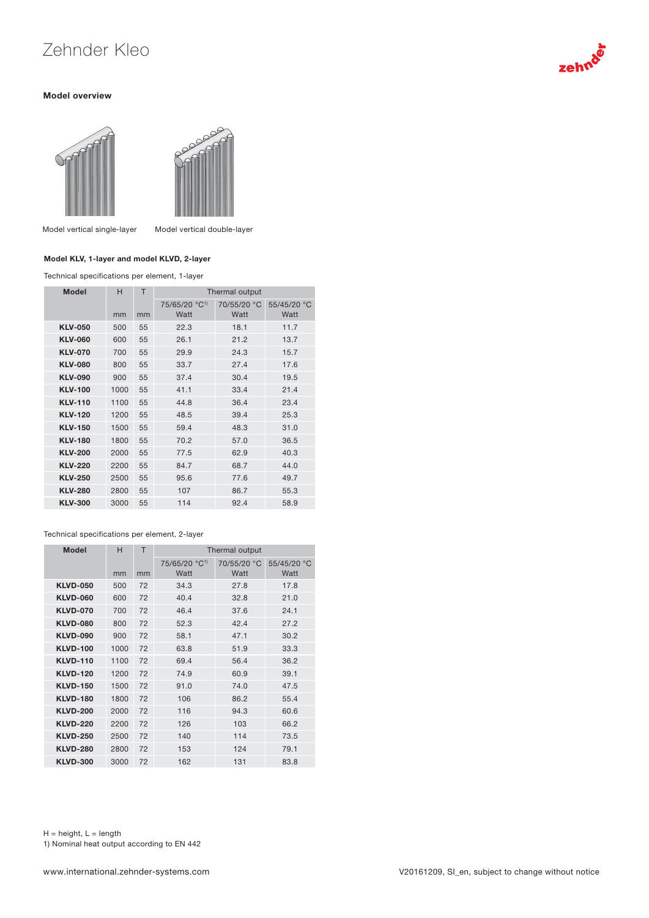# Zehnder Kleo

### Model overview

Model vertical single-layer Model vertical double-layer

#### Model KLV, 1-layer and model KLVD, 2-layer

Technical specifications per element, 1-layer

| Model | H | T | Thermal output | | |
|---|---|---|---|---|---|
| | | | 75/65/20 °C[1] | 70/55/20 °C | 55/45/20 °C |
| | mm | mm | Watt | Watt | Watt |
| **KLV-050** | 500 | 55 | 22.3 | 18.1 | 11.7 |
| **KLV-060** | 600 | 55 | 26.1 | 21.2 | 13.7 |
| **KLV-070** | 700 | 55 | 29.9 | 24.3 | 15.7 |
| **KLV-080** | 800 | 55 | 33.7 | 27.4 | 17.6 |
| **KLV-090** | 900 | 55 | 37.4 | 30.4 | 19.5 |
| **KLV-100** | 1000 | 55 | 41.1 | 33.4 | 21.4 |
| **KLV-110** | 1100 | 55 | 44.8 | 36.4 | 23.4 |
| **KLV-120** | 1200 | 55 | 48.5 | 39.4 | 25.3 |
| **KLV-150** | 1500 | 55 | 59.4 | 48.3 | 31.0 |
| **KLV-180** | 1800 | 55 | 70.2 | 57.0 | 36.5 |
| **KLV-200** | 2000 | 55 | 77.5 | 62.9 | 40.3 |
| **KLV-220** | 2200 | 55 | 84.7 | 68.7 | 44.0 |
| **KLV-250** | 2500 | 55 | 95.6 | 77.6 | 49.7 |
| **KLV-280** | 2800 | 55 | 107 | 86.7 | 55.3 |
| **KLV-300** | 3000 | 55 | 114 | 92.4 | 58.9 |

Technical specifications per element, 2-layer

| Model | H | T | Thermal output | | |
|---|---|---|---|---|---|
| | | | 75/65/20 °C[1] | 70/55/20 °C | 55/45/20 °C |
| | mm | mm | Watt | Watt | Watt |
| **KLVD-050** | 500 | 72 | 34.3 | 27.8 | 17.8 |
| **KLVD-060** | 600 | 72 | 40.4 | 32.8 | 21.0 |
| **KLVD-070** | 700 | 72 | 46.4 | 37.6 | 24.1 |
| **KLVD-080** | 800 | 72 | 52.3 | 42.4 | 27.2 |
| **KLVD-090** | 900 | 72 | 58.1 | 47.1 | 30.2 |
| **KLVD-100** | 1000 | 72 | 63.8 | 51.9 | 33.3 |
| **KLVD-110** | 1100 | 72 | 69.4 | 56.4 | 36.2 |
| **KLVD-120** | 1200 | 72 | 74.9 | 60.9 | 39.1 |
| **KLVD-150** | 1500 | 72 | 91.0 | 74.0 | 47.5 |
| **KLVD-180** | 1800 | 72 | 106 | 86.2 | 55.4 |
| **KLVD-200** | 2000 | 72 | 116 | 94.3 | 60.6 |
| **KLVD-220** | 2200 | 72 | 126 | 103 | 66.2 |
| **KLVD-250** | 2500 | 72 | 140 | 114 | 73.5 |
| **KLVD-280** | 2800 | 72 | 153 | 124 | 79.1 |
| **KLVD-300** | 3000 | 72 | 162 | 131 | 83.8 |

H = height, L = length
1) Nominal heat output according to EN 442

www.international.zehnder-systems.com

V20161209, SI_en, subject to change without notice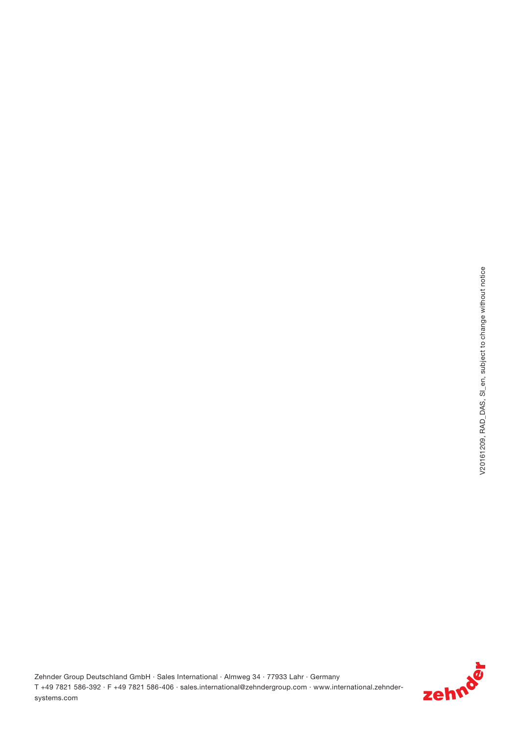V20161209, RAD_DAS, SI_en, subject to change without notice

Zehnder Group Deutschland GmbH · Sales International · Almweg 34 · 77933 Lahr · Germany
T +49 7821 586-392 · F +49 7821 586-406 · sales.international@zehndergroup.com · www.international.zehnder-systems.com

zehnder